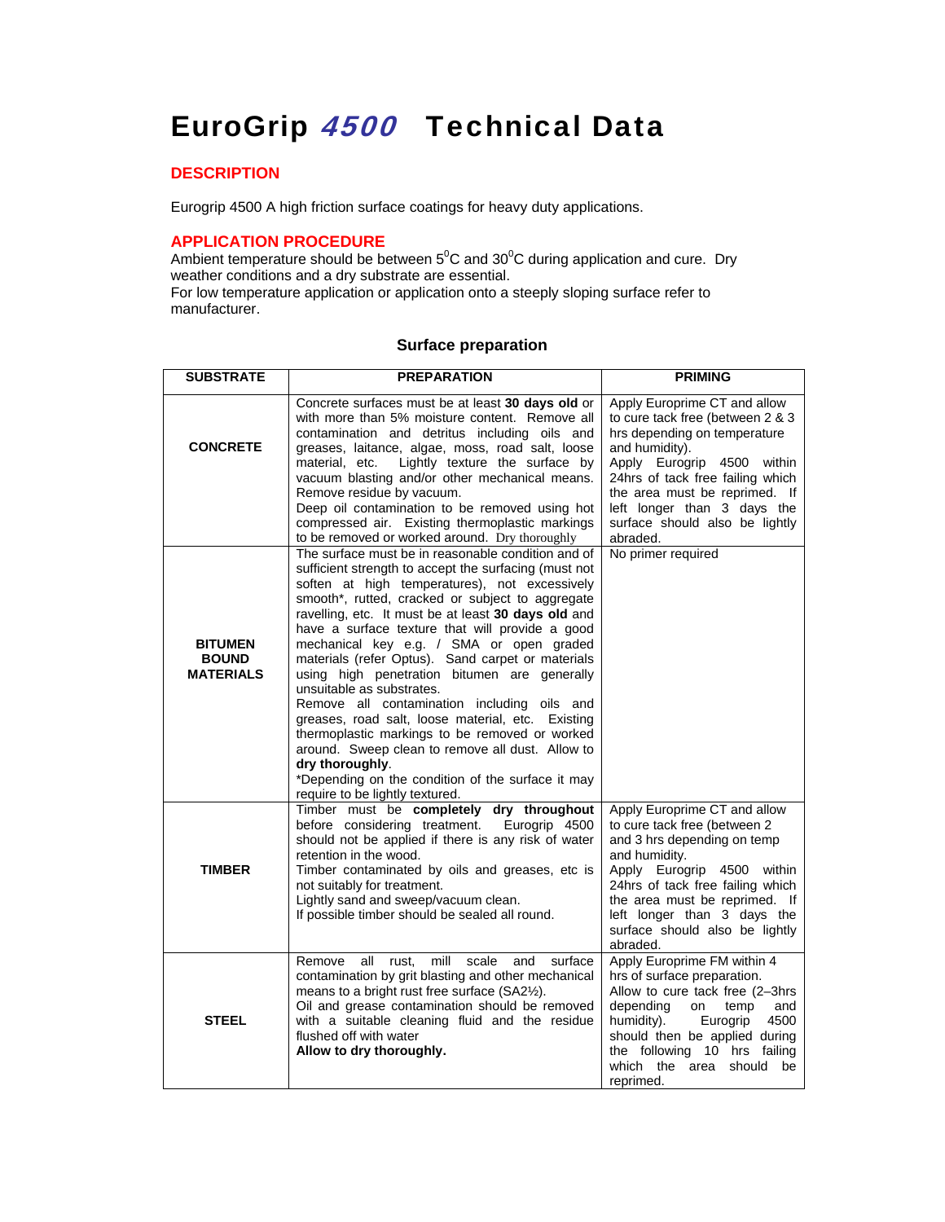# EuroGrip *4500* Technical Data

## DESCRIPTION

Eurogrip 4500 A high friction surface coatings for heavy duty applications.

## APPLICATION PROCEDURE

Ambient temperature should be between $5^0$C and $30^0$C during application and cure. Dry weather conditions and a dry substrate are essential.
For low temperature application or application onto a steeply sloping surface refer to manufacturer.

### Surface preparation

| SUBSTRATE | PREPARATION | PRIMING |
|---|---|---|
| **CONCRETE** | Concrete surfaces must be at least **30 days old** or with more than 5% moisture content. Remove all contamination and detritus including oils and greases, laitance, algae, moss, road salt, loose material, etc. Lightly texture the surface by vacuum blasting and/or other mechanical means. Remove residue by vacuum. Deep oil contamination to be removed using hot compressed air. Existing thermoplastic markings to be removed or worked around. Dry thoroughly | Apply Europrime CT and allow to cure tack free (between 2 & 3 hrs depending on temperature and humidity). Apply Eurogrip 4500 within 24hrs of tack free failing which the area must be reprimed. If left longer than 3 days the surface should also be lightly abraded. |
| **BITUMEN BOUND MATERIALS** | The surface must be in reasonable condition and of sufficient strength to accept the surfacing (must not soften at high temperatures), not excessively smooth*, rutted, cracked or subject to aggregate ravelling, etc. It must be at least **30 days old** and have a surface texture that will provide a good mechanical key e.g. / SMA or open graded materials (refer Optus). Sand carpet or materials using high penetration bitumen are generally unsuitable as substrates. Remove all contamination including oils and greases, road salt, loose material, etc. Existing thermoplastic markings to be removed or worked around. Sweep clean to remove all dust. Allow to **dry thoroughly**. *Depending on the condition of the surface it may require to be lightly textured. | No primer required |
| **TIMBER** | Timber must be **completely dry throughout** before considering treatment. Eurogrip 4500 should not be applied if there is any risk of water retention in the wood. Timber contaminated by oils and greases, etc is not suitably for treatment. Lightly sand and sweep/vacuum clean. If possible timber should be sealed all round. | Apply Europrime CT and allow to cure tack free (between 2 and 3 hrs depending on temp and humidity. Apply Eurogrip 4500 within 24hrs of tack free failing which the area must be reprimed. If left longer than 3 days the surface should also be lightly abraded. |
| **STEEL** | Remove all rust, mill scale and surface contamination by grit blasting and other mechanical means to a bright rust free surface (SA2½). Oil and grease contamination should be removed with a suitable cleaning fluid and the residue flushed off with water **Allow to dry thoroughly.** | Apply Europrime FM within 4 hrs of surface preparation. Allow to cure tack free (2–3hrs depending on temp and humidity). Eurogrip 4500 should then be applied during the following 10 hrs failing which the area should be reprimed. |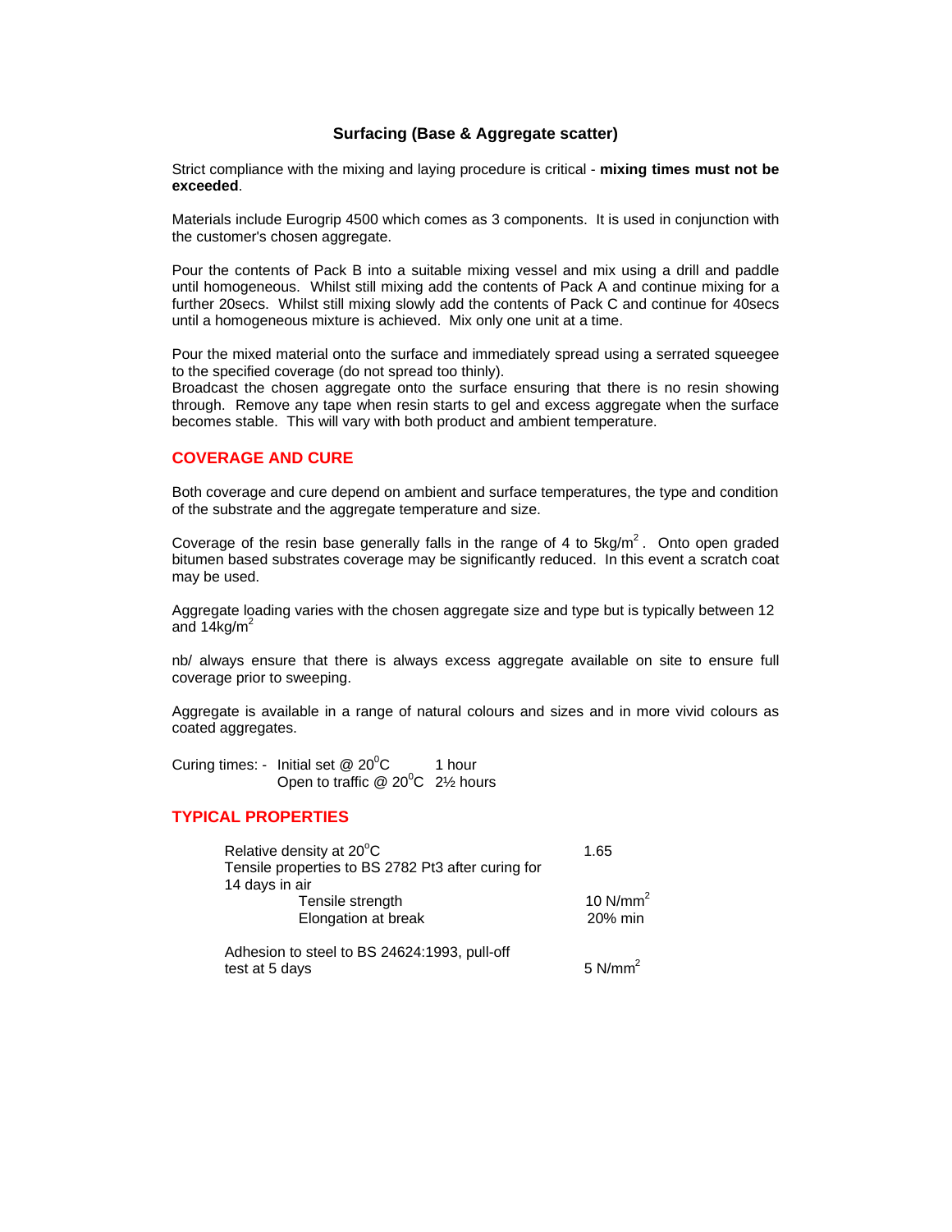## Surfacing (Base & Aggregate scatter)

Strict compliance with the mixing and laying procedure is critical - **mixing times must not be exceeded**.

Materials include Eurogrip 4500 which comes as 3 components. It is used in conjunction with the customer's chosen aggregate.

Pour the contents of Pack B into a suitable mixing vessel and mix using a drill and paddle until homogeneous. Whilst still mixing add the contents of Pack A and continue mixing for a further 20secs. Whilst still mixing slowly add the contents of Pack C and continue for 40secs until a homogeneous mixture is achieved. Mix only one unit at a time.

Pour the mixed material onto the surface and immediately spread using a serrated squeegee to the specified coverage (do not spread too thinly).
Broadcast the chosen aggregate onto the surface ensuring that there is no resin showing through. Remove any tape when resin starts to gel and excess aggregate when the surface becomes stable. This will vary with both product and ambient temperature.

### COVERAGE AND CURE

Both coverage and cure depend on ambient and surface temperatures, the type and condition of the substrate and the aggregate temperature and size.

Coverage of the resin base generally falls in the range of 4 to 5kg/$m^2$. Onto open graded bitumen based substrates coverage may be significantly reduced. In this event a scratch coat may be used.

Aggregate loading varies with the chosen aggregate size and type but is typically between 12 and 14kg/$m^2$

nb/ always ensure that there is always excess aggregate available on site to ensure full coverage prior to sweeping.

Aggregate is available in a range of natural colours and sizes and in more vivid colours as coated aggregates.

Curing times: - Initial set @ 20$^0$C 1 hour
Open to traffic @ 20$^0$C 2½ hours

### TYPICAL PROPERTIES

| Property | Value |
|---|---|
| Relative density at 20$^o$C | 1.65 |
| Tensile properties to BS 2782 Pt3 after curing for 14 days in air | |
| Tensile strength | 10 N/$mm^2$ |
| Elongation at break | 20% min |
| Adhesion to steel to BS 24624:1993, pull-off test at 5 days | 5 N/$mm^2$ |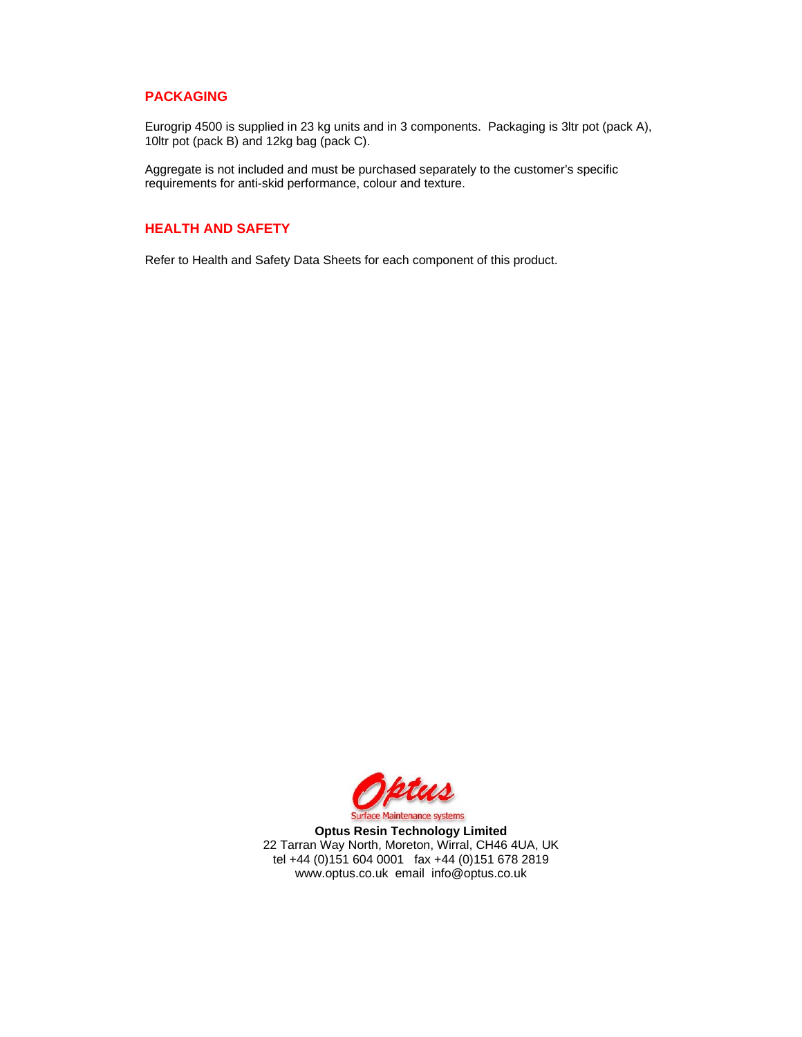## PACKAGING

Eurogrip 4500 is supplied in 23 kg units and in 3 components. Packaging is 3ltr pot (pack A), 10ltr pot (pack B) and 12kg bag (pack C).

Aggregate is not included and must be purchased separately to the customer's specific requirements for anti-skid performance, colour and texture.

## HEALTH AND SAFETY

Refer to Health and Safety Data Sheets for each component of this product.

Optus
Surface Maintenance systems

**Optus Resin Technology Limited**
22 Tarran Way North, Moreton, Wirral, CH46 4UA, UK
tel +44 (0)151 604 0001 fax +44 (0)151 678 2819
www.optus.co.uk email info@optus.co.uk